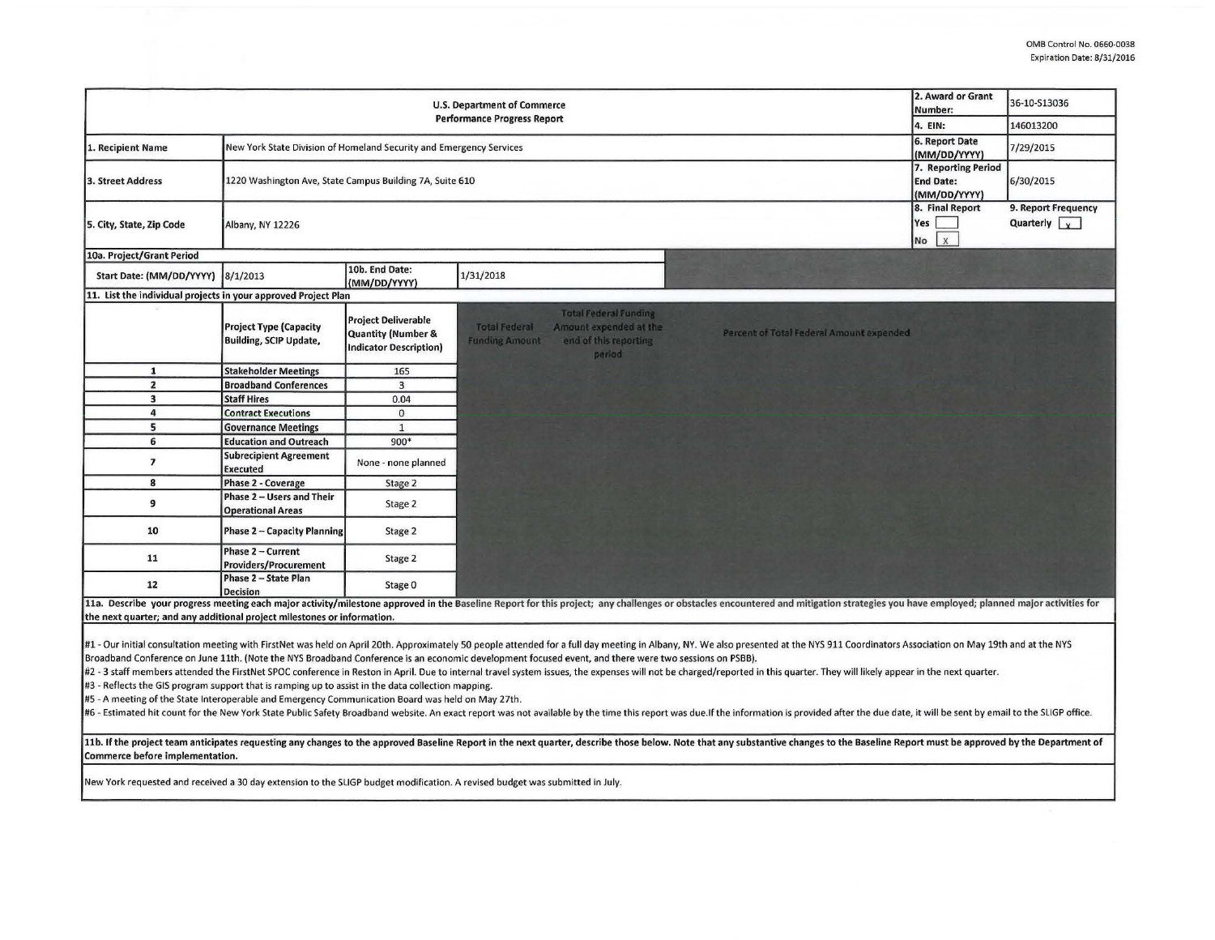OMB Control No. 0660-0038
Expiration Date: 8/31/2016

| U.S. Department of Commerce Performance Progress Report | | | | 2. Award or Grant Number: | 36-10-S13036 |
|---|---|---|---|---|---|
| | | | | 4. EIN: | 146013200 |
| 1. Recipient Name | New York State Division of Homeland Security and Emergency Services | | | 6. Report Date (MM/DD/YYYY) | 7/29/2015 |
| 3. Street Address | 1220 Washington Ave, State Campus Building 7A, Suite 610 | | | 7. Reporting Period End Date: (MM/DD/YYYY) | 6/30/2015 |
| 5. City, State, Zip Code | Albany, NY 12226 | | | 8. Final Report Yes [ ] No [X] | 9. Report Frequency Quarterly [x] |
| 10a. Project/Grant Period | | | | | |
| Start Date: (MM/DD/YYYY) | 8/1/2013 | 10b. End Date: (MM/DD/YYYY) | 1/31/2018 | | |

**11. List the individual projects in your approved Project Plan**

| | Project Type (Capacity Building, SCIP Update, | Project Deliverable Quantity (Number & Indicator Description) | Total Federal Funding Amount | Total Federal Funding Amount expended at the end of this reporting period | Percent of Total Federal Amount expended |
|---|---|---|---|---|---|
| 1 | Stakeholder Meetings | 165 | | | |
| 2 | Broadband Conferences | 3 | | | |
| 3 | Staff Hires | 0.04 | | | |
| 4 | Contract Executions | 0 | | | |
| 5 | Governance Meetings | 1 | | | |
| 6 | Education and Outreach | 900* | | | |
| 7 | Subrecipient Agreement Executed | None - none planned | | | |
| 8 | Phase 2 - Coverage | Stage 2 | | | |
| 9 | Phase 2 – Users and Their Operational Areas | Stage 2 | | | |
| 10 | Phase 2 – Capacity Planning | Stage 2 | | | |
| 11 | Phase 2 – Current Providers/Procurement | Stage 2 | | | |
| 12 | Phase 2 – State Plan Decision | Stage 0 | | | |

**11a. Describe your progress meeting each major activity/milestone approved in the Baseline Report for this project; any challenges or obstacles encountered and mitigation strategies you have employed; planned major activities for the next quarter; and any additional project milestones or information.**

#1 - Our initial consultation meeting with FirstNet was held on April 20th. Approximately 50 people attended for a full day meeting in Albany, NY. We also presented at the NYS 911 Coordinators Association on May 19th and at the NYS Broadband Conference on June 11th. (Note the NYS Broadband Conference is an economic development focused event, and there were two sessions on PSBB).

#2 - 3 staff members attended the FirstNet SPOC conference in Reston in April. Due to internal travel system issues, the expenses will not be charged/reported in this quarter. They will likely appear in the next quarter.

#3 - Reflects the GIS program support that is ramping up to assist in the data collection mapping.

#5 - A meeting of the State Interoperable and Emergency Communication Board was held on May 27th.

#6 - Estimated hit count for the New York State Public Safety Broadband website. An exact report was not available by the time this report was due.If the information is provided after the due date, it will be sent by email to the SLIGP office.

**11b. If the project team anticipates requesting any changes to the approved Baseline Report in the next quarter, describe those below. Note that any substantive changes to the Baseline Report must be approved by the Department of Commerce before implementation.**

New York requested and received a 30 day extension to the SLIGP budget modification. A revised budget was submitted in July.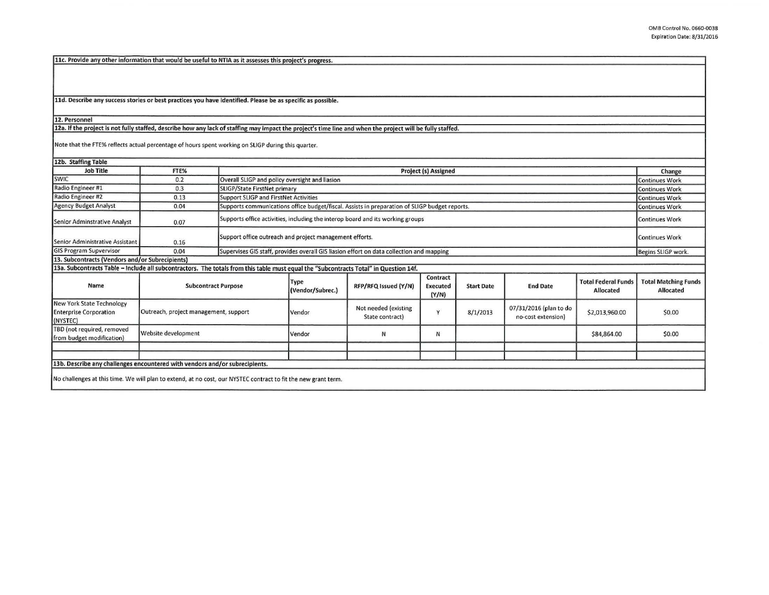**11c. Provide any other information that would be useful to NTIA as it assesses this project's progress.**

**11d. Describe any success stories or best practices you have identified. Please be as specific as possible.**

**12. Personnel**

**12a. If the project is not fully staffed, describe how any lack of staffing may impact the project's time line and when the project will be fully staffed.**

Note that the FTE% reflects actual percentage of hours spent working on SLIGP during this quarter.

**12b. Staffing Table**

| Job Title | FTE% | Project (s) Assigned | Change |
|---|---|---|---|
| SWIC | 0.2 | Overall SLIGP and policy oversight and liasion | Continues Work |
| Radio Engineer #1 | 0.3 | SLIGP/State FirstNet primary | Continues Work |
| Radio Engineer #2 | 0.13 | Support SLIGP and FirstNet Activities | Continues Work |
| Agency Budget Analyst | 0.04 | Supports communications office budget/fiscal. Assists in preparation of SLIGP budget reports. | Continues Work |
| Senior Adminstrative Analyst | 0.07 | Supports office activities, including the interop board and its working groups | Continues Work |
| Senior Administrative Assistant | 0.16 | Support office outreach and project management efforts. | Continues Work |
| GIS Program Supvervisor | 0.04 | Supervises GIS staff, provides overall GIS liasion effort on data collection and mapping | Begins SLIGP work. |

**13. Subcontracts (Vendors and/or Subrecipients)**

**13a. Subcontracts Table – Include all subcontractors. The totals from this table must equal the "Subcontracts Total" in Question 14f.**

| Name | Subcontract Purpose | Type (Vendor/Subrec.) | RFP/RFQ Issued (Y/N) | Contract Executed (Y/N) | Start Date | End Date | Total Federal Funds Allocated | Total Matching Funds Allocated |
|---|---|---|---|---|---|---|---|---|
| New York State Technology Enterprise Corporation (NYSTEC) | Outreach, project management, support | Vendor | Not needed (existing State contract) | Y | 8/1/2013 | 07/31/2016 (plan to do no-cost extension) | $2,013,960.00 | $0.00 |
| TBD (not required, removed from budget modification) | Website development | Vendor | N | N | | | $84,864.00 | $0.00 |
| | | | | | | | | |
| | | | | | | | | |

**13b. Describe any challenges encountered with vendors and/or subrecipients.**

No challenges at this time. We will plan to extend, at no cost, our NYSTEC contract to fit the new grant term.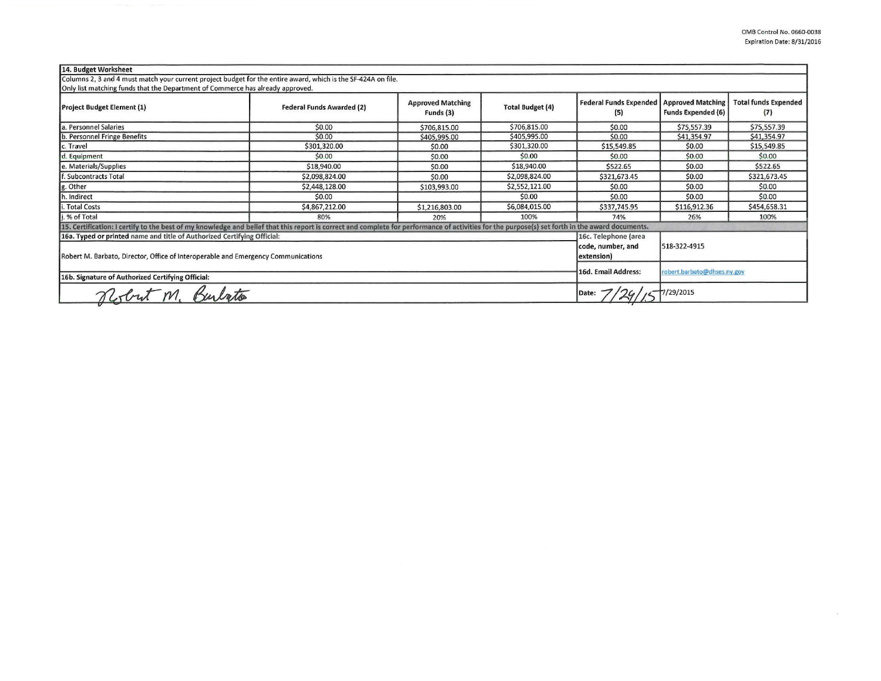OMB Control No. 0660-0038
Expiration Date: 8/31/2016

## 14. Budget Worksheet

Columns 2, 3 and 4 must match your current project budget for the entire award, which is the SF-424A on file.
Only list matching funds that the Department of Commerce has already approved.

| Project Budget Element (1) | Federal Funds Awarded (2) | Approved Matching Funds (3) | Total Budget (4) | Federal Funds Expended (5) | Approved Matching Funds Expended (6) | Total funds Expended (7) |
| --- | --- | --- | --- | --- | --- | --- |
| a. Personnel Salaries | $0.00 | $706,815.00 | $706,815.00 | $0.00 | $75,557.39 | $75,557.39 |
| b. Personnel Fringe Benefits | $0.00 | $405,995.00 | $405,995.00 | $0.00 | $41,354.97 | $41,354.97 |
| c. Travel | $301,320.00 | $0.00 | $301,320.00 | $15,549.85 | $0.00 | $15,549.85 |
| d. Equipment | $0.00 | $0.00 | $0.00 | $0.00 | $0.00 | $0.00 |
| e. Materials/Supplies | $18,940.00 | $0.00 | $18,940.00 | $522.65 | $0.00 | $522.65 |
| f. Subcontracts Total | $2,098,824.00 | $0.00 | $2,098,824.00 | $321,673.45 | $0.00 | $321,673.45 |
| g. Other | $2,448,128.00 | $103,993.00 | $2,552,121.00 | $0.00 | $0.00 | $0.00 |
| h. Indirect | $0.00 | $0.00 | $0.00 | $0.00 | $0.00 | $0.00 |
| i. Total Costs | $4,867,212.00 | $1,216,803.00 | $6,084,015.00 | $337,745.95 | $116,912.36 | $454,658.31 |
| j. % of Total | 80% | 20% | 100% | 74% | 26% | 100% |

**15. Certification:** I certify to the best of my knowledge and belief that this report is correct and complete for performance of activities for the purpose(s) set forth in the award documents.

| | | |
| --- | --- | --- |
| **16a. Typed or printed name and title of Authorized Certifying Official:** Robert M. Barbato, Director, Office of Interoperable and Emergency Communications | 16c. Telephone (area code, number, and extension) | 518-322-4915 |
| **16b. Signature of Authorized Certifying Official:** | 16d. Email Address: | robert.barbato@dhses.ny.gov |
| Robert M. Barbato | Date: 7/29/15 | 7/29/2015 |